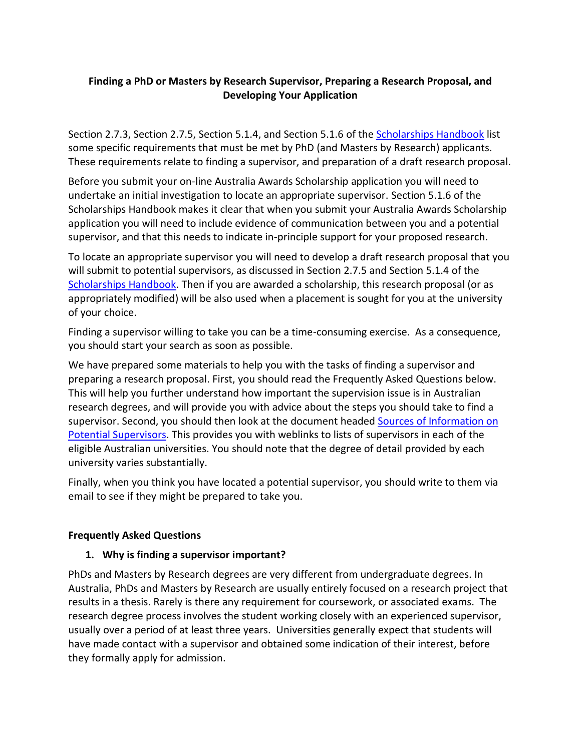# Finding a PhD or Masters by Research Supervisor, Preparing a Research Proposal, and Developing Your Application

Section 2.7.3, Section 2.7.5, Section 5.1.4, and Section 5.1.6 of the Scholarships Handbook list some specific requirements that must be met by PhD (and Masters by Research) applicants. These requirements relate to finding a supervisor, and preparation of a draft research proposal.

Before you submit your on-line Australia Awards Scholarship application you will need to undertake an initial investigation to locate an appropriate supervisor. Section 5.1.6 of the Scholarships Handbook makes it clear that when you submit your Australia Awards Scholarship application you will need to include evidence of communication between you and a potential supervisor, and that this needs to indicate in-principle support for your proposed research.

To locate an appropriate supervisor you will need to develop a draft research proposal that you will submit to potential supervisors, as discussed in Section 2.7.5 and Section 5.1.4 of the Scholarships Handbook. Then if you are awarded a scholarship, this research proposal (or as appropriately modified) will be also used when a placement is sought for you at the university of your choice.

Finding a supervisor willing to take you can be a time-consuming exercise. As a consequence, you should start your search as soon as possible.

We have prepared some materials to help you with the tasks of finding a supervisor and preparing a research proposal. First, you should read the Frequently Asked Questions below. This will help you further understand how important the supervision issue is in Australian research degrees, and will provide you with advice about the steps you should take to find a supervisor. Second, you should then look at the document headed Sources of Information on Potential Supervisors. This provides you with weblinks to lists of supervisors in each of the eligible Australian universities. You should note that the degree of detail provided by each university varies substantially.

Finally, when you think you have located a potential supervisor, you should write to them via email to see if they might be prepared to take you.

## Frequently Asked Questions

### 1. Why is finding a supervisor important?

PhDs and Masters by Research degrees are very different from undergraduate degrees. In Australia, PhDs and Masters by Research are usually entirely focused on a research project that results in a thesis. Rarely is there any requirement for coursework, or associated exams. The research degree process involves the student working closely with an experienced supervisor, usually over a period of at least three years. Universities generally expect that students will have made contact with a supervisor and obtained some indication of their interest, before they formally apply for admission.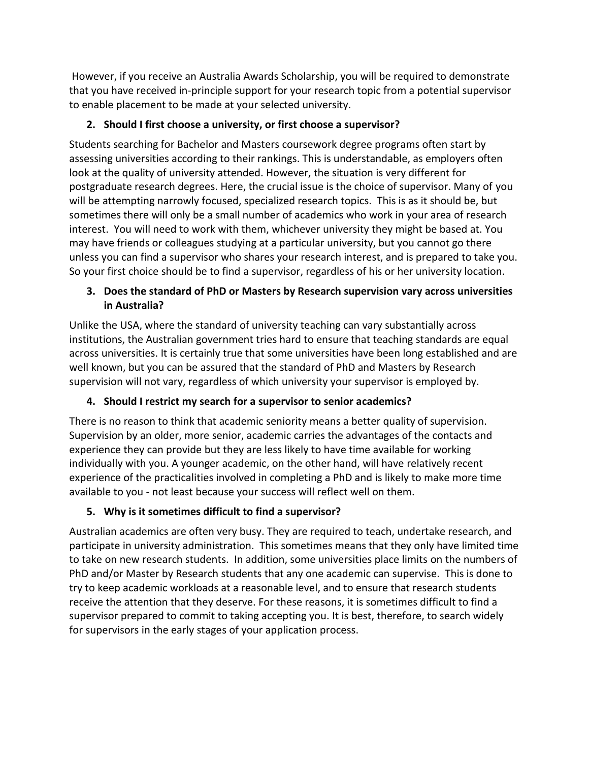However, if you receive an Australia Awards Scholarship, you will be required to demonstrate that you have received in-principle support for your research topic from a potential supervisor to enable placement to be made at your selected university.

2. **Should I first choose a university, or first choose a supervisor?**

Students searching for Bachelor and Masters coursework degree programs often start by assessing universities according to their rankings. This is understandable, as employers often look at the quality of university attended. However, the situation is very different for postgraduate research degrees. Here, the crucial issue is the choice of supervisor. Many of you will be attempting narrowly focused, specialized research topics. This is as it should be, but sometimes there will only be a small number of academics who work in your area of research interest. You will need to work with them, whichever university they might be based at. You may have friends or colleagues studying at a particular university, but you cannot go there unless you can find a supervisor who shares your research interest, and is prepared to take you. So your first choice should be to find a supervisor, regardless of his or her university location.

3. **Does the standard of PhD or Masters by Research supervision vary across universities in Australia?**

Unlike the USA, where the standard of university teaching can vary substantially across institutions, the Australian government tries hard to ensure that teaching standards are equal across universities. It is certainly true that some universities have been long established and are well known, but you can be assured that the standard of PhD and Masters by Research supervision will not vary, regardless of which university your supervisor is employed by.

4. **Should I restrict my search for a supervisor to senior academics?**

There is no reason to think that academic seniority means a better quality of supervision. Supervision by an older, more senior, academic carries the advantages of the contacts and experience they can provide but they are less likely to have time available for working individually with you. A younger academic, on the other hand, will have relatively recent experience of the practicalities involved in completing a PhD and is likely to make more time available to you - not least because your success will reflect well on them.

5. **Why is it sometimes difficult to find a supervisor?**

Australian academics are often very busy. They are required to teach, undertake research, and participate in university administration. This sometimes means that they only have limited time to take on new research students. In addition, some universities place limits on the numbers of PhD and/or Master by Research students that any one academic can supervise. This is done to try to keep academic workloads at a reasonable level, and to ensure that research students receive the attention that they deserve. For these reasons, it is sometimes difficult to find a supervisor prepared to commit to taking accepting you. It is best, therefore, to search widely for supervisors in the early stages of your application process.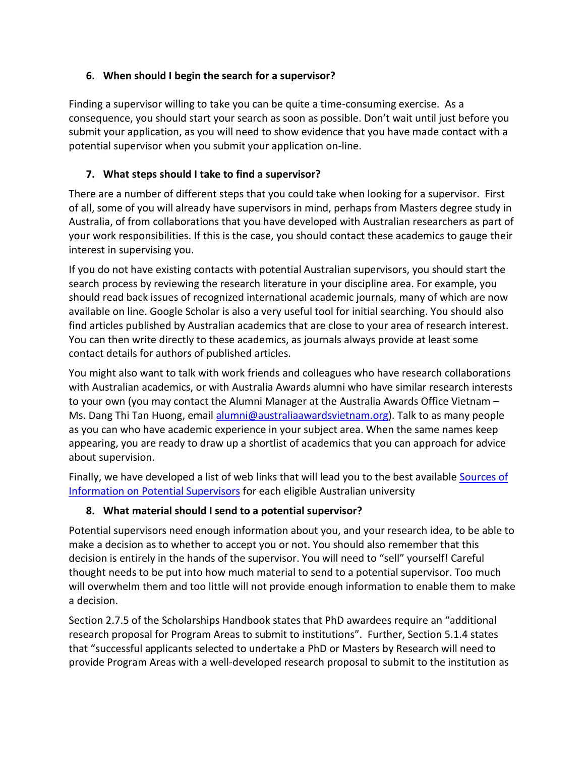## 6. When should I begin the search for a supervisor?

Finding a supervisor willing to take you can be quite a time-consuming exercise. As a consequence, you should start your search as soon as possible. Don't wait until just before you submit your application, as you will need to show evidence that you have made contact with a potential supervisor when you submit your application on-line.

## 7. What steps should I take to find a supervisor?

There are a number of different steps that you could take when looking for a supervisor. First of all, some of you will already have supervisors in mind, perhaps from Masters degree study in Australia, of from collaborations that you have developed with Australian researchers as part of your work responsibilities. If this is the case, you should contact these academics to gauge their interest in supervising you.

If you do not have existing contacts with potential Australian supervisors, you should start the search process by reviewing the research literature in your discipline area. For example, you should read back issues of recognized international academic journals, many of which are now available on line. Google Scholar is also a very useful tool for initial searching. You should also find articles published by Australian academics that are close to your area of research interest. You can then write directly to these academics, as journals always provide at least some contact details for authors of published articles.

You might also want to talk with work friends and colleagues who have research collaborations with Australian academics, or with Australia Awards alumni who have similar research interests to your own (you may contact the Alumni Manager at the Australia Awards Office Vietnam – Ms. Dang Thi Tan Huong, email alumni@australiaawardsvietnam.org). Talk to as many people as you can who have academic experience in your subject area. When the same names keep appearing, you are ready to draw up a shortlist of academics that you can approach for advice about supervision.

Finally, we have developed a list of web links that will lead you to the best available Sources of Information on Potential Supervisors for each eligible Australian university

## 8. What material should I send to a potential supervisor?

Potential supervisors need enough information about you, and your research idea, to be able to make a decision as to whether to accept you or not. You should also remember that this decision is entirely in the hands of the supervisor. You will need to "sell" yourself! Careful thought needs to be put into how much material to send to a potential supervisor. Too much will overwhelm them and too little will not provide enough information to enable them to make a decision.

Section 2.7.5 of the Scholarships Handbook states that PhD awardees require an "additional research proposal for Program Areas to submit to institutions". Further, Section 5.1.4 states that "successful applicants selected to undertake a PhD or Masters by Research will need to provide Program Areas with a well-developed research proposal to submit to the institution as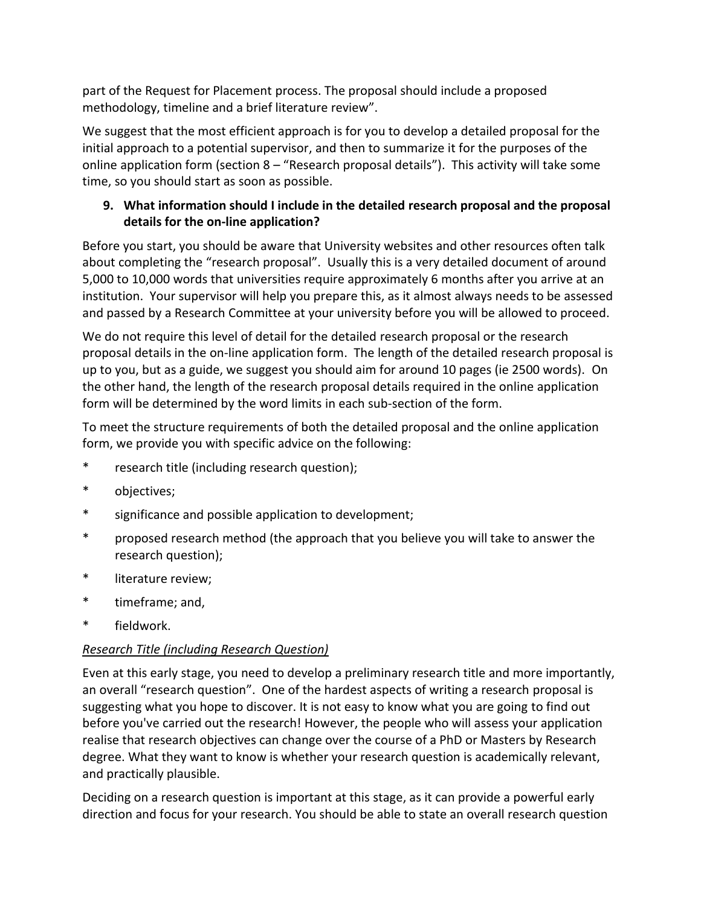part of the Request for Placement process. The proposal should include a proposed methodology, timeline and a brief literature review".

We suggest that the most efficient approach is for you to develop a detailed proposal for the initial approach to a potential supervisor, and then to summarize it for the purposes of the online application form (section 8 – "Research proposal details"). This activity will take some time, so you should start as soon as possible.

### 9. What information should I include in the detailed research proposal and the proposal details for the on-line application?

Before you start, you should be aware that University websites and other resources often talk about completing the "research proposal". Usually this is a very detailed document of around 5,000 to 10,000 words that universities require approximately 6 months after you arrive at an institution. Your supervisor will help you prepare this, as it almost always needs to be assessed and passed by a Research Committee at your university before you will be allowed to proceed.

We do not require this level of detail for the detailed research proposal or the research proposal details in the on-line application form. The length of the detailed research proposal is up to you, but as a guide, we suggest you should aim for around 10 pages (ie 2500 words). On the other hand, the length of the research proposal details required in the online application form will be determined by the word limits in each sub-section of the form.

To meet the structure requirements of both the detailed proposal and the online application form, we provide you with specific advice on the following:

* research title (including research question);
* objectives;
* significance and possible application to development;
* proposed research method (the approach that you believe you will take to answer the research question);
* literature review;
* timeframe; and,
* fieldwork.

*Research Title (including Research Question)*

Even at this early stage, you need to develop a preliminary research title and more importantly, an overall "research question". One of the hardest aspects of writing a research proposal is suggesting what you hope to discover. It is not easy to know what you are going to find out before you've carried out the research! However, the people who will assess your application realise that research objectives can change over the course of a PhD or Masters by Research degree. What they want to know is whether your research question is academically relevant, and practically plausible.

Deciding on a research question is important at this stage, as it can provide a powerful early direction and focus for your research. You should be able to state an overall research question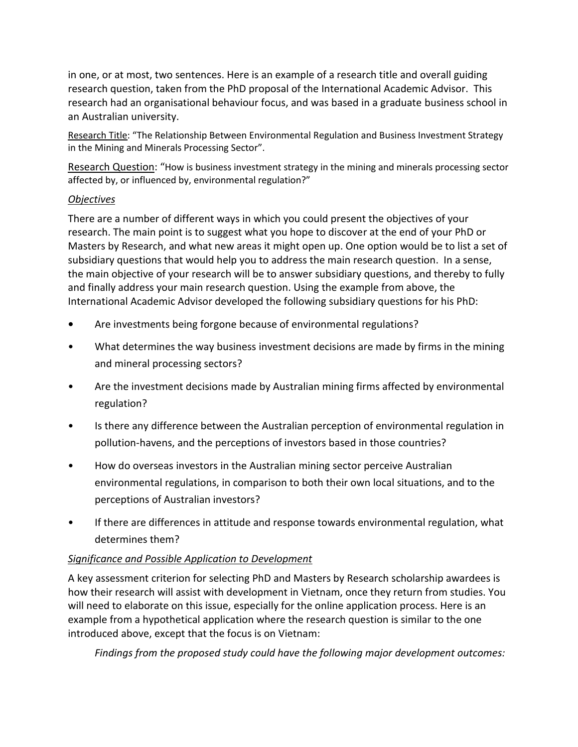in one, or at most, two sentences. Here is an example of a research title and overall guiding research question, taken from the PhD proposal of the International Academic Advisor. This research had an organisational behaviour focus, and was based in a graduate business school in an Australian university.

<u>Research Title</u>: "The Relationship Between Environmental Regulation and Business Investment Strategy in the Mining and Minerals Processing Sector".

<u>Research Question</u>: "How is business investment strategy in the mining and minerals processing sector affected by, or influenced by, environmental regulation?"

*<u>Objectives</u>*

There are a number of different ways in which you could present the objectives of your research. The main point is to suggest what you hope to discover at the end of your PhD or Masters by Research, and what new areas it might open up. One option would be to list a set of subsidiary questions that would help you to address the main research question. In a sense, the main objective of your research will be to answer subsidiary questions, and thereby to fully and finally address your main research question. Using the example from above, the International Academic Advisor developed the following subsidiary questions for his PhD:

- Are investments being forgone because of environmental regulations?
- What determines the way business investment decisions are made by firms in the mining and mineral processing sectors?
- Are the investment decisions made by Australian mining firms affected by environmental regulation?
- Is there any difference between the Australian perception of environmental regulation in pollution-havens, and the perceptions of investors based in those countries?
- How do overseas investors in the Australian mining sector perceive Australian environmental regulations, in comparison to both their own local situations, and to the perceptions of Australian investors?
- If there are differences in attitude and response towards environmental regulation, what determines them?

*<u>Significance and Possible Application to Development</u>*

A key assessment criterion for selecting PhD and Masters by Research scholarship awardees is how their research will assist with development in Vietnam, once they return from studies. You will need to elaborate on this issue, especially for the online application process. Here is an example from a hypothetical application where the research question is similar to the one introduced above, except that the focus is on Vietnam:

*Findings from the proposed study could have the following major development outcomes:*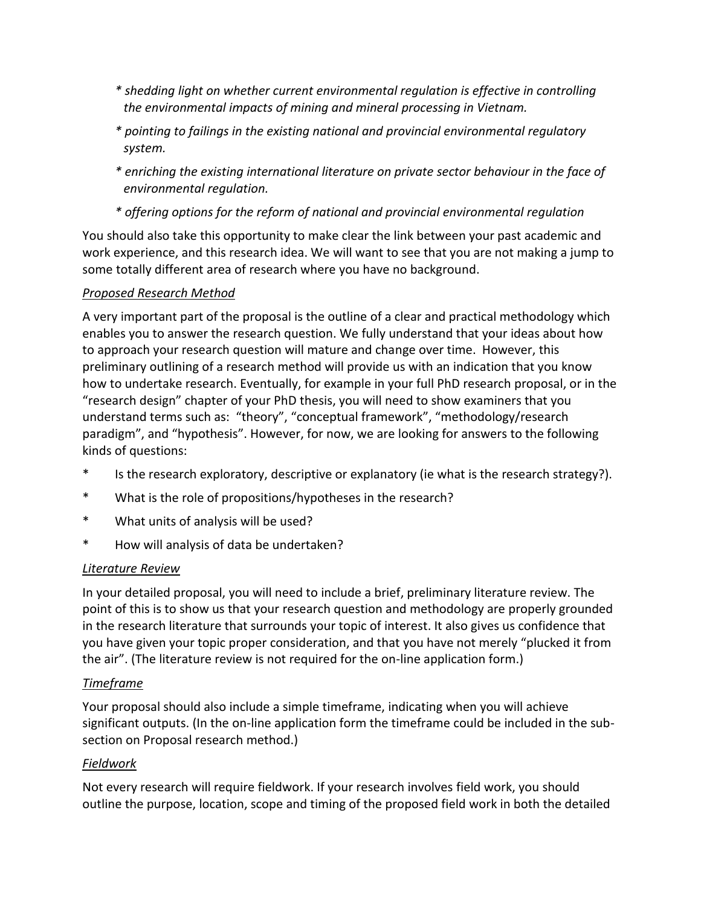*\* shedding light on whether current environmental regulation is effective in controlling the environmental impacts of mining and mineral processing in Vietnam.*

*\* pointing to failings in the existing national and provincial environmental regulatory system.*

*\* enriching the existing international literature on private sector behaviour in the face of environmental regulation.*

*\* offering options for the reform of national and provincial environmental regulation*

You should also take this opportunity to make clear the link between your past academic and work experience, and this research idea. We will want to see that you are not making a jump to some totally different area of research where you have no background.

*<u>Proposed Research Method</u>*

A very important part of the proposal is the outline of a clear and practical methodology which enables you to answer the research question. We fully understand that your ideas about how to approach your research question will mature and change over time. However, this preliminary outlining of a research method will provide us with an indication that you know how to undertake research. Eventually, for example in your full PhD research proposal, or in the "research design" chapter of your PhD thesis, you will need to show examiners that you understand terms such as: "theory", "conceptual framework", "methodology/research paradigm", and "hypothesis". However, for now, we are looking for answers to the following kinds of questions:

- Is the research exploratory, descriptive or explanatory (ie what is the research strategy?).
- What is the role of propositions/hypotheses in the research?
- What units of analysis will be used?
- How will analysis of data be undertaken?

*<u>Literature Review</u>*

In your detailed proposal, you will need to include a brief, preliminary literature review. The point of this is to show us that your research question and methodology are properly grounded in the research literature that surrounds your topic of interest. It also gives us confidence that you have given your topic proper consideration, and that you have not merely "plucked it from the air". (The literature review is not required for the on-line application form.)

*<u>Timeframe</u>*

Your proposal should also include a simple timeframe, indicating when you will achieve significant outputs. (In the on-line application form the timeframe could be included in the sub-section on Proposal research method.)

*<u>Fieldwork</u>*

Not every research will require fieldwork. If your research involves field work, you should outline the purpose, location, scope and timing of the proposed field work in both the detailed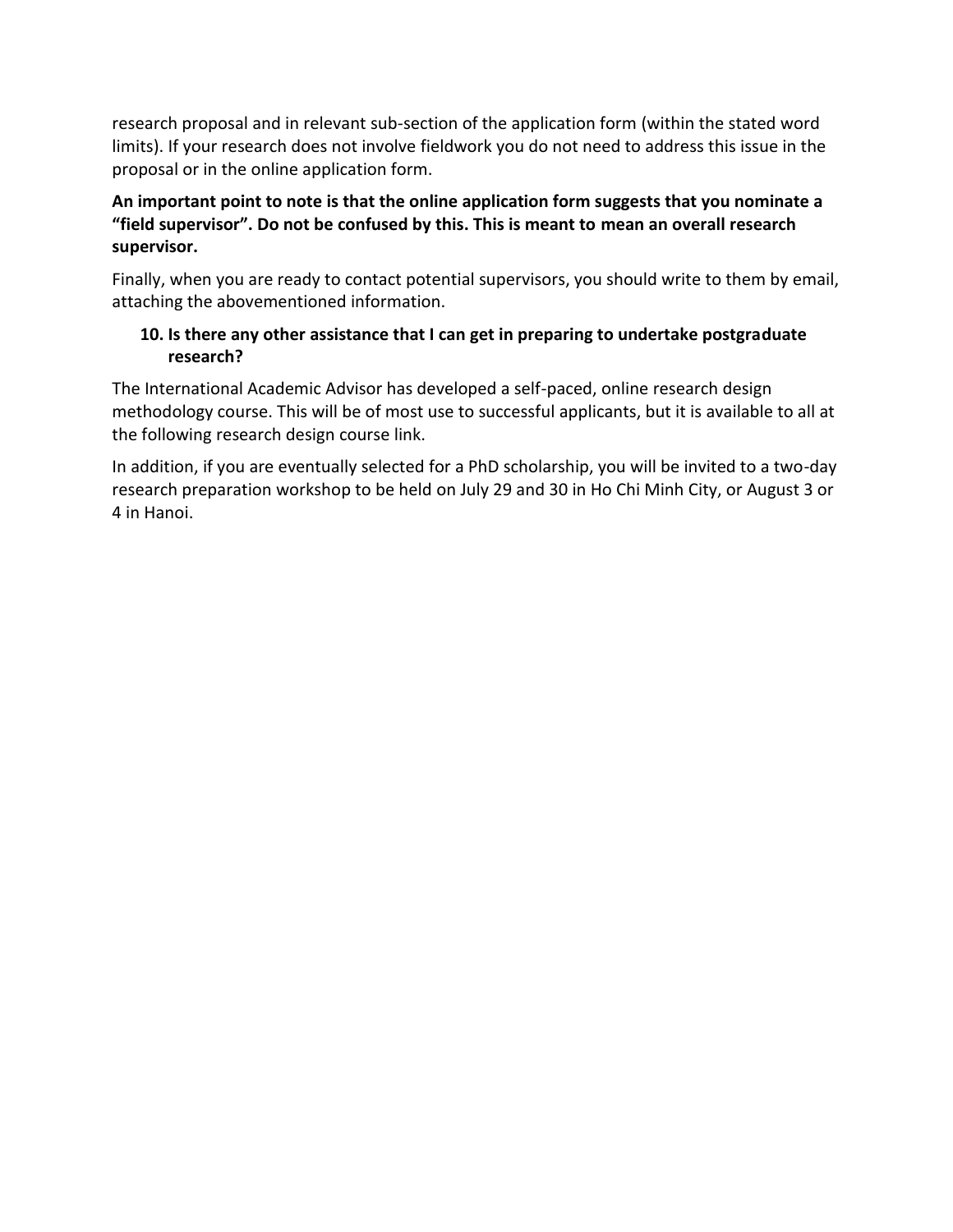research proposal and in relevant sub-section of the application form (within the stated word limits). If your research does not involve fieldwork you do not need to address this issue in the proposal or in the online application form.

**An important point to note is that the online application form suggests that you nominate a "field supervisor". Do not be confused by this. This is meant to mean an overall research supervisor.**

Finally, when you are ready to contact potential supervisors, you should write to them by email, attaching the abovementioned information.

### 10. Is there any other assistance that I can get in preparing to undertake postgraduate research?

The International Academic Advisor has developed a self-paced, online research design methodology course. This will be of most use to successful applicants, but it is available to all at the following research design course link.

In addition, if you are eventually selected for a PhD scholarship, you will be invited to a two-day research preparation workshop to be held on July 29 and 30 in Ho Chi Minh City, or August 3 or 4 in Hanoi.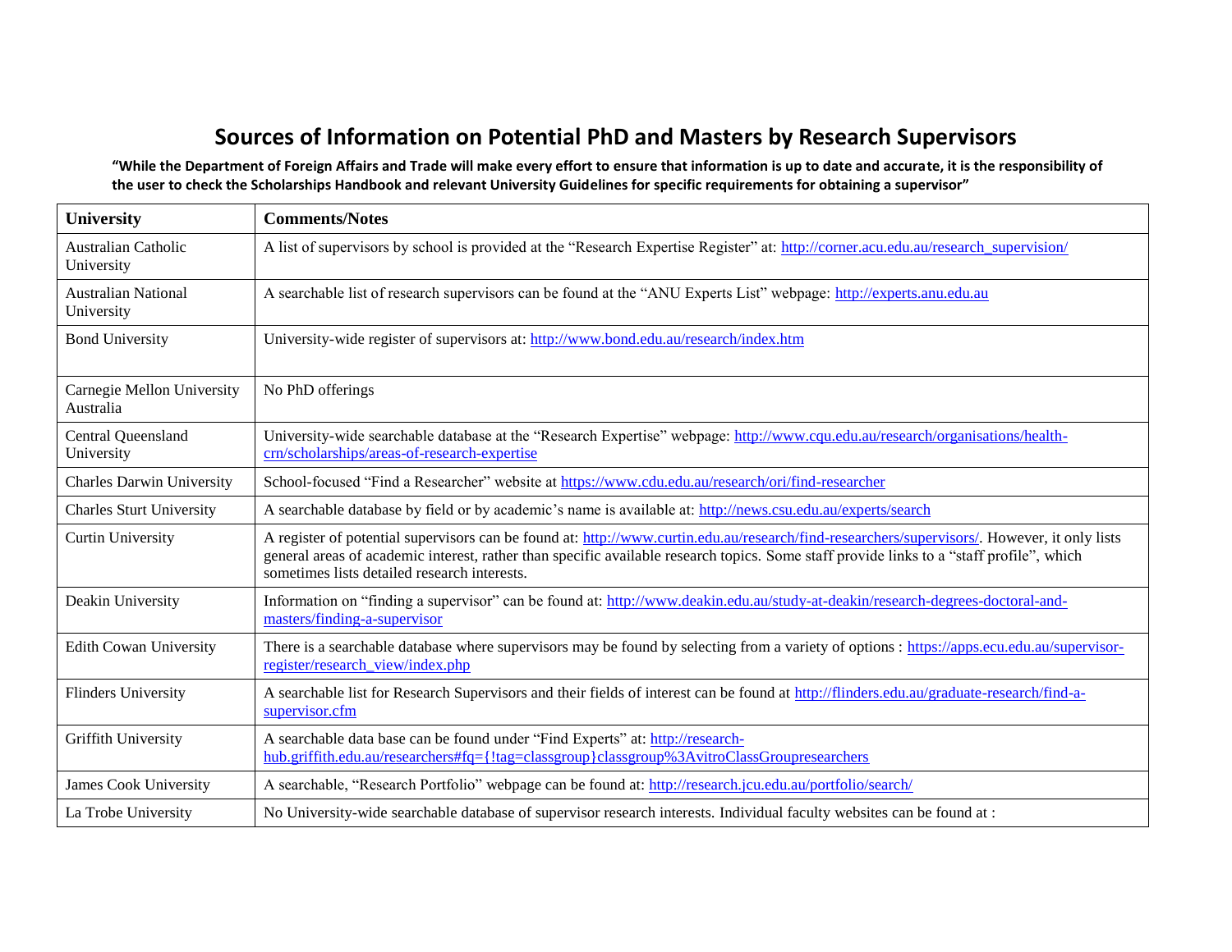# Sources of Information on Potential PhD and Masters by Research Supervisors

**"While the Department of Foreign Affairs and Trade will make every effort to ensure that information is up to date and accurate, it is the responsibility of the user to check the Scholarships Handbook and relevant University Guidelines for specific requirements for obtaining a supervisor"**

| University | Comments/Notes |
|---|---|
| Australian Catholic University | A list of supervisors by school is provided at the "Research Expertise Register" at: http://corner.acu.edu.au/research_supervision/ |
| Australian National University | A searchable list of research supervisors can be found at the "ANU Experts List" webpage: http://experts.anu.edu.au |
| Bond University | University-wide register of supervisors at: http://www.bond.edu.au/research/index.htm |
| Carnegie Mellon University Australia | No PhD offerings |
| Central Queensland University | University-wide searchable database at the "Research Expertise" webpage: http://www.cqu.edu.au/research/organisations/health-crn/scholarships/areas-of-research-expertise |
| Charles Darwin University | School-focused "Find a Researcher" website at https://www.cdu.edu.au/research/ori/find-researcher |
| Charles Sturt University | A searchable database by field or by academic's name is available at: http://news.csu.edu.au/experts/search |
| Curtin University | A register of potential supervisors can be found at: http://www.curtin.edu.au/research/find-researchers/supervisors/. However, it only lists general areas of academic interest, rather than specific available research topics. Some staff provide links to a "staff profile", which sometimes lists detailed research interests. |
| Deakin University | Information on "finding a supervisor" can be found at: http://www.deakin.edu.au/study-at-deakin/research-degrees-doctoral-and-masters/finding-a-supervisor |
| Edith Cowan University | There is a searchable database where supervisors may be found by selecting from a variety of options : https://apps.ecu.edu.au/supervisor-register/research_view/index.php |
| Flinders University | A searchable list for Research Supervisors and their fields of interest can be found at http://flinders.edu.au/graduate-research/find-a-supervisor.cfm |
| Griffith University | A searchable data base can be found under "Find Experts" at: http://research-hub.griffith.edu.au/researchers#fq={!tag=classgroup}classgroup%3AvitroClassGroupresearchers |
| James Cook University | A searchable, "Research Portfolio" webpage can be found at: http://research.jcu.edu.au/portfolio/search/ |
| La Trobe University | No University-wide searchable database of supervisor research interests. Individual faculty websites can be found at : |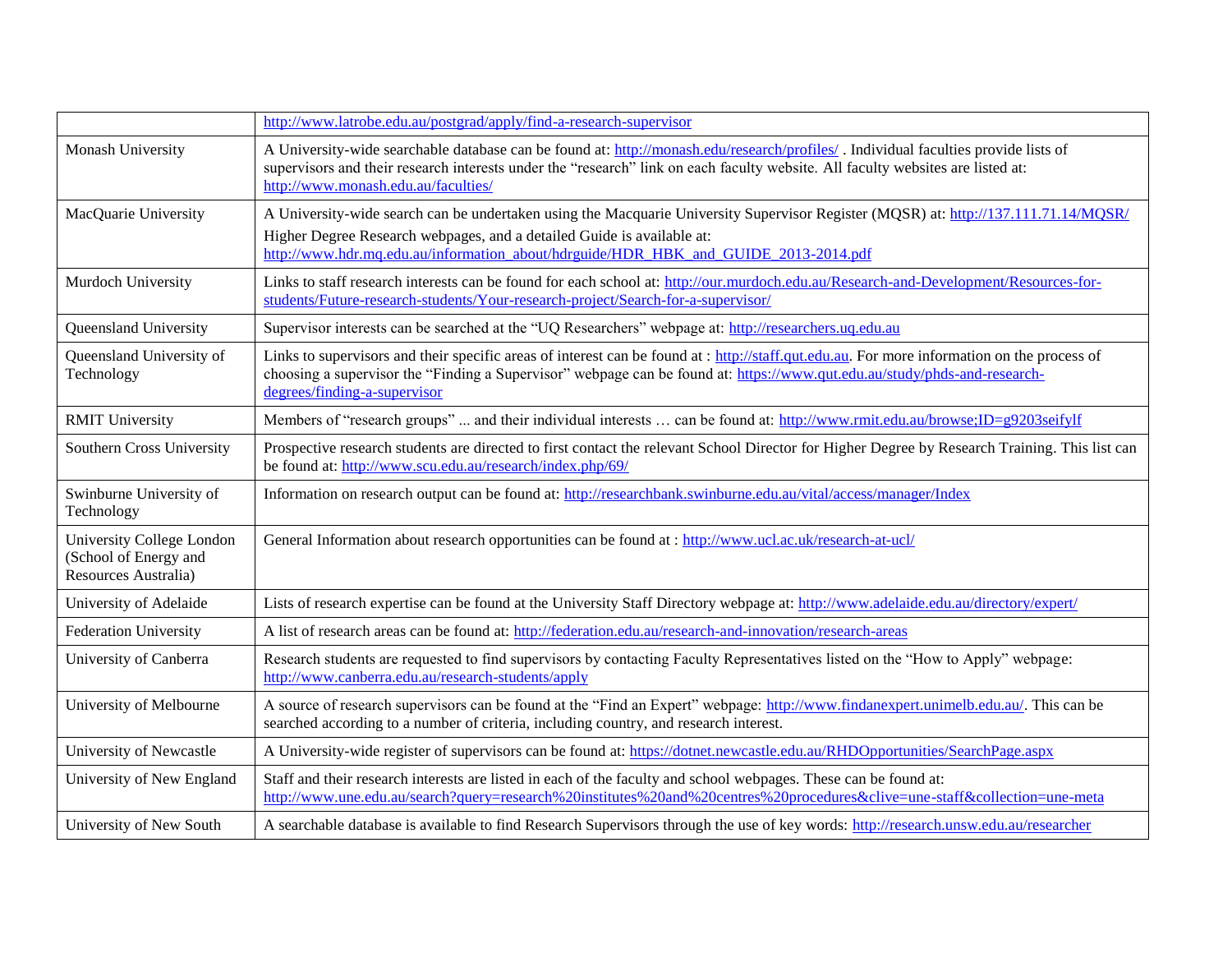| | |
|---|---|
| | http://www.latrobe.edu.au/postgrad/apply/find-a-research-supervisor |
| Monash University | A University-wide searchable database can be found at: http://monash.edu/research/profiles/ . Individual faculties provide lists of supervisors and their research interests under the "research" link on each faculty website. All faculty websites are listed at: http://www.monash.edu.au/faculties/ |
| MacQuarie University | A University-wide search can be undertaken using the Macquarie University Supervisor Register (MQSR) at: http://137.111.71.14/MQSR/ Higher Degree Research webpages, and a detailed Guide is available at: http://www.hdr.mq.edu.au/information_about/hdrguide/HDR_HBK_and_GUIDE_2013-2014.pdf |
| Murdoch University | Links to staff research interests can be found for each school at: http://our.murdoch.edu.au/Research-and-Development/Resources-for-students/Future-research-students/Your-research-project/Search-for-a-supervisor/ |
| Queensland University | Supervisor interests can be searched at the "UQ Researchers" webpage at: http://researchers.uq.edu.au |
| Queensland University of Technology | Links to supervisors and their specific areas of interest can be found at : http://staff.qut.edu.au. For more information on the process of choosing a supervisor the "Finding a Supervisor" webpage can be found at: https://www.qut.edu.au/study/phds-and-research-degrees/finding-a-supervisor |
| RMIT University | Members of "research groups" ... and their individual interests … can be found at: http://www.rmit.edu.au/browse;ID=g9203seifylf |
| Southern Cross University | Prospective research students are directed to first contact the relevant School Director for Higher Degree by Research Training. This list can be found at: http://www.scu.edu.au/research/index.php/69/ |
| Swinburne University of Technology | Information on research output can be found at: http://researchbank.swinburne.edu.au/vital/access/manager/Index |
| University College London (School of Energy and Resources Australia) | General Information about research opportunities can be found at : http://www.ucl.ac.uk/research-at-ucl/ |
| University of Adelaide | Lists of research expertise can be found at the University Staff Directory webpage at: http://www.adelaide.edu.au/directory/expert/ |
| Federation University | A list of research areas can be found at: http://federation.edu.au/research-and-innovation/research-areas |
| University of Canberra | Research students are requested to find supervisors by contacting Faculty Representatives listed on the "How to Apply" webpage: http://www.canberra.edu.au/research-students/apply |
| University of Melbourne | A source of research supervisors can be found at the "Find an Expert" webpage: http://www.findanexpert.unimelb.edu.au/. This can be searched according to a number of criteria, including country, and research interest. |
| University of Newcastle | A University-wide register of supervisors can be found at: https://dotnet.newcastle.edu.au/RHDOpportunities/SearchPage.aspx |
| University of New England | Staff and their research interests are listed in each of the faculty and school webpages. These can be found at: http://www.une.edu.au/search?query=research%20institutes%20and%20centres%20procedures&clive=une-staff&collection=une-meta |
| University of New South | A searchable database is available to find Research Supervisors through the use of key words: http://research.unsw.edu.au/researcher |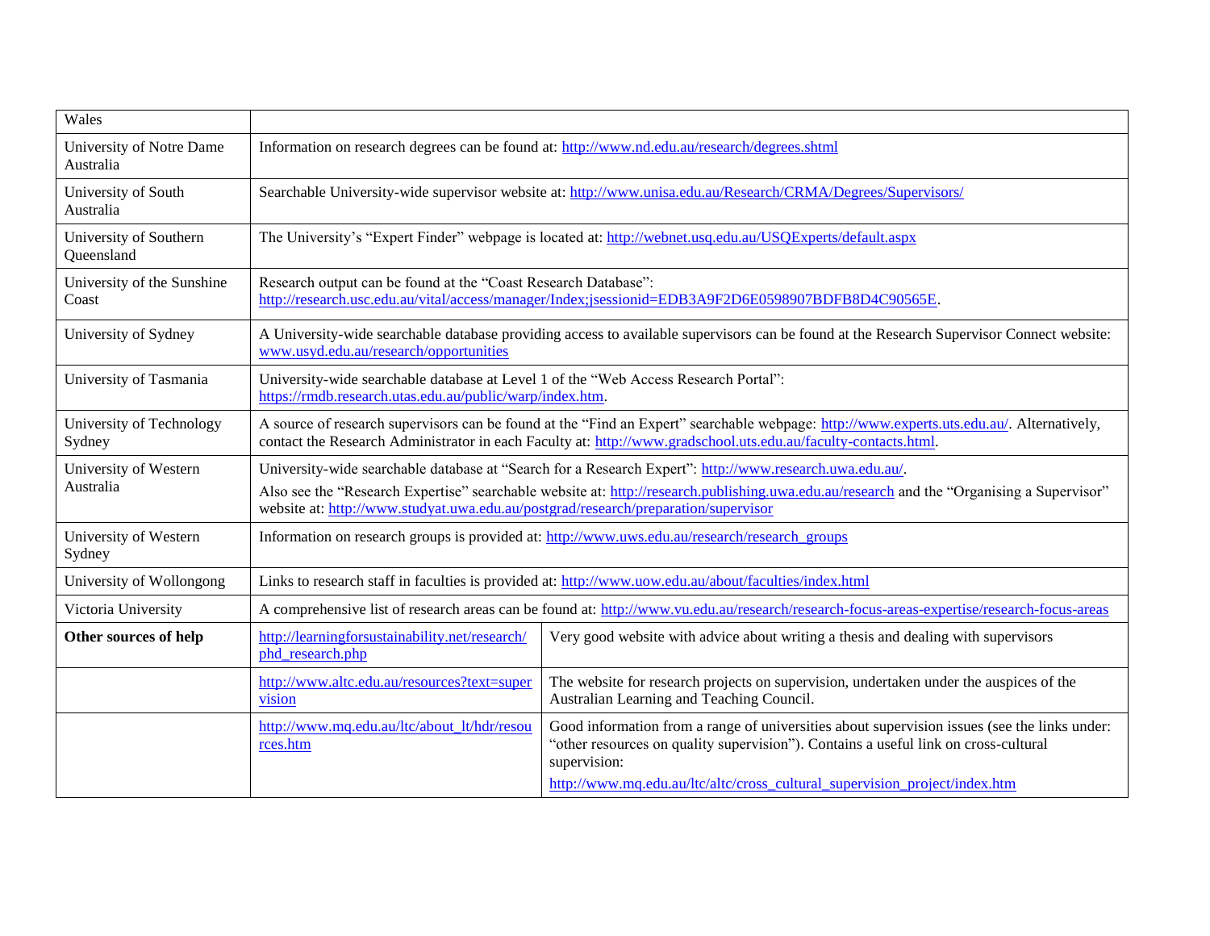| | | |
|---|---|---|
| Wales | | |
| University of Notre Dame Australia | Information on research degrees can be found at: http://www.nd.edu.au/research/degrees.shtml | |
| University of South Australia | Searchable University-wide supervisor website at: http://www.unisa.edu.au/Research/CRMA/Degrees/Supervisors/ | |
| University of Southern Queensland | The University's "Expert Finder" webpage is located at: http://webnet.usq.edu.au/USQExperts/default.aspx | |
| University of the Sunshine Coast | Research output can be found at the "Coast Research Database": http://research.usc.edu.au/vital/access/manager/Index;jsessionid=EDB3A9F2D6E0598907BDFB8D4C90565E. | |
| University of Sydney | A University-wide searchable database providing access to available supervisors can be found at the Research Supervisor Connect website: www.usyd.edu.au/research/opportunities | |
| University of Tasmania | University-wide searchable database at Level 1 of the "Web Access Research Portal": https://rmdb.research.utas.edu.au/public/warp/index.htm. | |
| University of Technology Sydney | A source of research supervisors can be found at the "Find an Expert" searchable webpage: http://www.experts.uts.edu.au/. Alternatively, contact the Research Administrator in each Faculty at: http://www.gradschool.uts.edu.au/faculty-contacts.html. | |
| University of Western Australia | University-wide searchable database at "Search for a Research Expert": http://www.research.uwa.edu.au/. Also see the "Research Expertise" searchable website at: http://research.publishing.uwa.edu.au/research and the "Organising a Supervisor" website at: http://www.studyat.uwa.edu.au/postgrad/research/preparation/supervisor | |
| University of Western Sydney | Information on research groups is provided at: http://www.uws.edu.au/research/research_groups | |
| University of Wollongong | Links to research staff in faculties is provided at: http://www.uow.edu.au/about/faculties/index.html | |
| Victoria University | A comprehensive list of research areas can be found at: http://www.vu.edu.au/research/research-focus-areas-expertise/research-focus-areas | |
| **Other sources of help** | http://learningforsustainability.net/research/phd_research.php | Very good website with advice about writing a thesis and dealing with supervisors |
| | http://www.altc.edu.au/resources?text=supervision | The website for research projects on supervision, undertaken under the auspices of the Australian Learning and Teaching Council. |
| | http://www.mq.edu.au/ltc/about_lt/hdr/resources.htm | Good information from a range of universities about supervision issues (see the links under: "other resources on quality supervision"). Contains a useful link on cross-cultural supervision: http://www.mq.edu.au/ltc/altc/cross_cultural_supervision_project/index.htm |